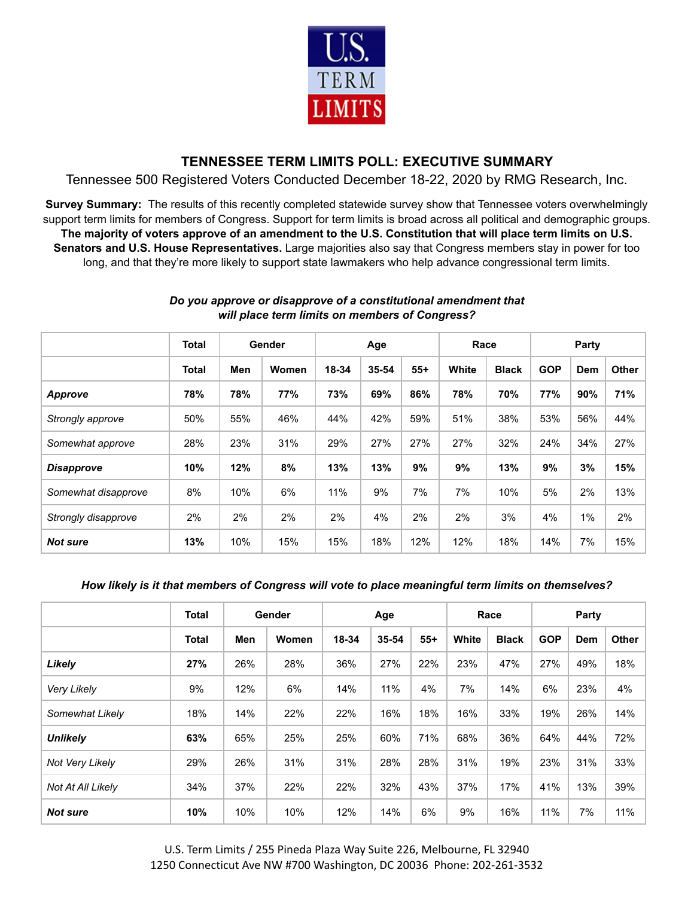U.S. TERM LIMITS

# TENNESSEE TERM LIMITS POLL: EXECUTIVE SUMMARY

Tennessee 500 Registered Voters Conducted December 18-22, 2020 by RMG Research, Inc.

**Survey Summary:** The results of this recently completed statewide survey show that Tennessee voters overwhelmingly support term limits for members of Congress. Support for term limits is broad across all political and demographic groups. **The majority of voters approve of an amendment to the U.S. Constitution that will place term limits on U.S. Senators and U.S. House Representatives.** Large majorities also say that Congress members stay in power for too long, and that they're more likely to support state lawmakers who help advance congressional term limits.

***Do you approve or disapprove of a constitutional amendment that will place term limits on members of Congress?***

| | Total | Gender | | Age | | | Race | | Party | | |
|---|---|---|---|---|---|---|---|---|---|---|---|
| | Total | Men | Women | 18-34 | 35-54 | 55+ | White | Black | GOP | Dem | Other |
| ***Approve*** | **78%** | **78%** | **77%** | **73%** | **69%** | **86%** | **78%** | **70%** | **77%** | **90%** | **71%** |
| *Strongly approve* | 50% | 55% | 46% | 44% | 42% | 59% | 51% | 38% | 53% | 56% | 44% |
| *Somewhat approve* | 28% | 23% | 31% | 29% | 27% | 27% | 27% | 32% | 24% | 34% | 27% |
| ***Disapprove*** | **10%** | **12%** | **8%** | **13%** | **13%** | **9%** | **9%** | **13%** | **9%** | **3%** | **15%** |
| *Somewhat disapprove* | 8% | 10% | 6% | 11% | 9% | 7% | 7% | 10% | 5% | 2% | 13% |
| *Strongly disapprove* | 2% | 2% | 2% | 2% | 4% | 2% | 2% | 3% | 4% | 1% | 2% |
| ***Not sure*** | **13%** | 10% | 15% | 15% | 18% | 12% | 12% | 18% | 14% | 7% | 15% |

***How likely is it that members of Congress will vote to place meaningful term limits on themselves?***

| | Total | Gender | | Age | | | Race | | Party | | |
|---|---|---|---|---|---|---|---|---|---|---|---|
| | Total | Men | Women | 18-34 | 35-54 | 55+ | White | Black | GOP | Dem | Other |
| ***Likely*** | **27%** | 26% | 28% | 36% | 27% | 22% | 23% | 47% | 27% | 49% | 18% |
| *Very Likely* | 9% | 12% | 6% | 14% | 11% | 4% | 7% | 14% | 6% | 23% | 4% |
| *Somewhat Likely* | 18% | 14% | 22% | 22% | 16% | 18% | 16% | 33% | 19% | 26% | 14% |
| ***Unlikely*** | **63%** | 65% | 25% | 25% | 60% | 71% | 68% | 36% | 64% | 44% | 72% |
| *Not Very Likely* | 29% | 26% | 31% | 31% | 28% | 28% | 31% | 19% | 23% | 31% | 33% |
| *Not At All Likely* | 34% | 37% | 22% | 22% | 32% | 43% | 37% | 17% | 41% | 13% | 39% |
| ***Not sure*** | **10%** | 10% | 10% | 12% | 14% | 6% | 9% | 16% | 11% | 7% | 11% |

U.S. Term Limits / 255 Pineda Plaza Way Suite 226, Melbourne, FL 32940
1250 Connecticut Ave NW #700 Washington, DC 20036 Phone: 202-261-3532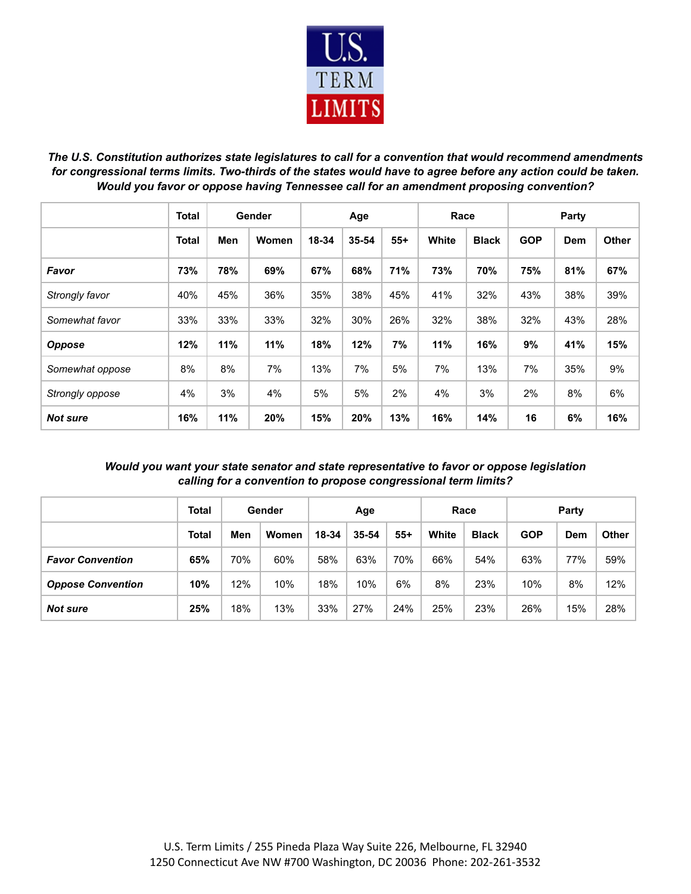U.S. TERM LIMITS

***The U.S. Constitution authorizes state legislatures to call for a convention that would recommend amendments for congressional terms limits. Two-thirds of the states would have to agree before any action could be taken. Would you favor or oppose having Tennessee call for an amendment proposing convention?***

| | Total | Gender | | Age | | | Race | | Party | | |
|---|---|---|---|---|---|---|---|---|---|---|---|
| | **Total** | **Men** | **Women** | **18-34** | **35-54** | **55+** | **White** | **Black** | **GOP** | **Dem** | **Other** |
| ***Favor*** | **73%** | **78%** | **69%** | **67%** | **68%** | **71%** | **73%** | **70%** | **75%** | **81%** | **67%** |
| *Strongly favor* | 40% | 45% | 36% | 35% | 38% | 45% | 41% | 32% | 43% | 38% | 39% |
| *Somewhat favor* | 33% | 33% | 33% | 32% | 30% | 26% | 32% | 38% | 32% | 43% | 28% |
| ***Oppose*** | **12%** | **11%** | **11%** | **18%** | **12%** | **7%** | **11%** | **16%** | **9%** | **41%** | **15%** |
| *Somewhat oppose* | 8% | 8% | 7% | 13% | 7% | 5% | 7% | 13% | 7% | 35% | 9% |
| *Strongly oppose* | 4% | 3% | 4% | 5% | 5% | 2% | 4% | 3% | 2% | 8% | 6% |
| ***Not sure*** | **16%** | **11%** | **20%** | **15%** | **20%** | **13%** | **16%** | **14%** | **16** | **6%** | **16%** |

***Would you want your state senator and state representative to favor or oppose legislation calling for a convention to propose congressional term limits?***

| | Total | Gender | | Age | | | Race | | Party | | |
|---|---|---|---|---|---|---|---|---|---|---|---|
| | **Total** | **Men** | **Women** | **18-34** | **35-54** | **55+** | **White** | **Black** | **GOP** | **Dem** | **Other** |
| ***Favor Convention*** | **65%** | 70% | 60% | 58% | 63% | 70% | 66% | 54% | 63% | 77% | 59% |
| ***Oppose Convention*** | **10%** | 12% | 10% | 18% | 10% | 6% | 8% | 23% | 10% | 8% | 12% |
| ***Not sure*** | **25%** | 18% | 13% | 33% | 27% | 24% | 25% | 23% | 26% | 15% | 28% |

U.S. Term Limits / 255 Pineda Plaza Way Suite 226, Melbourne, FL 32940
1250 Connecticut Ave NW #700 Washington, DC 20036 Phone: 202-261-3532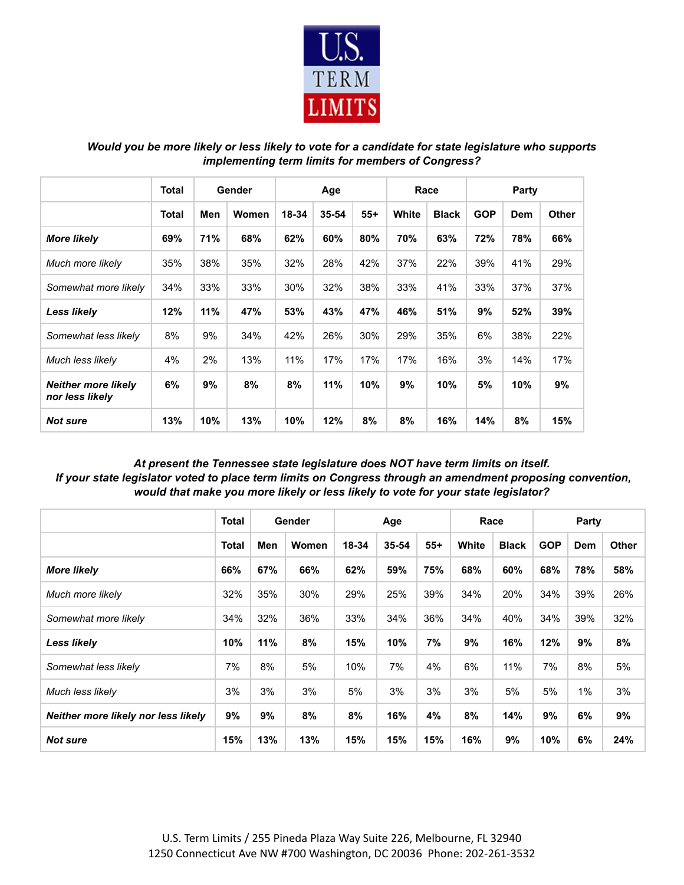U.S. TERM LIMITS

***Would you be more likely or less likely to vote for a candidate for state legislature who supports implementing term limits for members of Congress?***

| | Total | Gender | | Age | | | Race | | Party | | |
|---|---|---|---|---|---|---|---|---|---|---|---|
| | Total | Men | Women | 18-34 | 35-54 | 55+ | White | Black | GOP | Dem | Other |
| ***More likely*** | **69%** | **71%** | **68%** | **62%** | **60%** | **80%** | **70%** | **63%** | **72%** | **78%** | **66%** |
| *Much more likely* | 35% | 38% | 35% | 32% | 28% | 42% | 37% | 22% | 39% | 41% | 29% |
| *Somewhat more likely* | 34% | 33% | 33% | 30% | 32% | 38% | 33% | 41% | 33% | 37% | 37% |
| ***Less likely*** | **12%** | **11%** | **47%** | **53%** | **43%** | **47%** | **46%** | **51%** | **9%** | **52%** | **39%** |
| *Somewhat less likely* | 8% | 9% | 34% | 42% | 26% | 30% | 29% | 35% | 6% | 38% | 22% |
| *Much less likely* | 4% | 2% | 13% | 11% | 17% | 17% | 17% | 16% | 3% | 14% | 17% |
| ***Neither more likely nor less likely*** | **6%** | **9%** | **8%** | **8%** | **11%** | **10%** | **9%** | **10%** | **5%** | **10%** | **9%** |
| ***Not sure*** | **13%** | **10%** | **13%** | **10%** | **12%** | **8%** | **8%** | **16%** | **14%** | **8%** | **15%** |

***At present the Tennessee state legislature does NOT have term limits on itself. If your state legislator voted to place term limits on Congress through an amendment proposing convention, would that make you more likely or less likely to vote for your state legislator?***

| | Total | Gender | | Age | | | Race | | Party | | |
|---|---|---|---|---|---|---|---|---|---|---|---|
| | Total | Men | Women | 18-34 | 35-54 | 55+ | White | Black | GOP | Dem | Other |
| ***More likely*** | **66%** | **67%** | **66%** | **62%** | **59%** | **75%** | **68%** | **60%** | **68%** | **78%** | **58%** |
| *Much more likely* | 32% | 35% | 30% | 29% | 25% | 39% | 34% | 20% | 34% | 39% | 26% |
| *Somewhat more likely* | 34% | 32% | 36% | 33% | 34% | 36% | 34% | 40% | 34% | 39% | 32% |
| ***Less likely*** | **10%** | **11%** | **8%** | **15%** | **10%** | **7%** | **9%** | **16%** | **12%** | **9%** | **8%** |
| *Somewhat less likely* | 7% | 8% | 5% | 10% | 7% | 4% | 6% | 11% | 7% | 8% | 5% |
| *Much less likely* | 3% | 3% | 3% | 5% | 3% | 3% | 3% | 5% | 5% | 1% | 3% |
| ***Neither more likely nor less likely*** | **9%** | **9%** | **8%** | **8%** | **16%** | **4%** | **8%** | **14%** | **9%** | **6%** | **9%** |
| ***Not sure*** | **15%** | **13%** | **13%** | **15%** | **15%** | **15%** | **16%** | **9%** | **10%** | **6%** | **24%** |

U.S. Term Limits / 255 Pineda Plaza Way Suite 226, Melbourne, FL 32940
1250 Connecticut Ave NW #700 Washington, DC 20036 Phone: 202-261-3532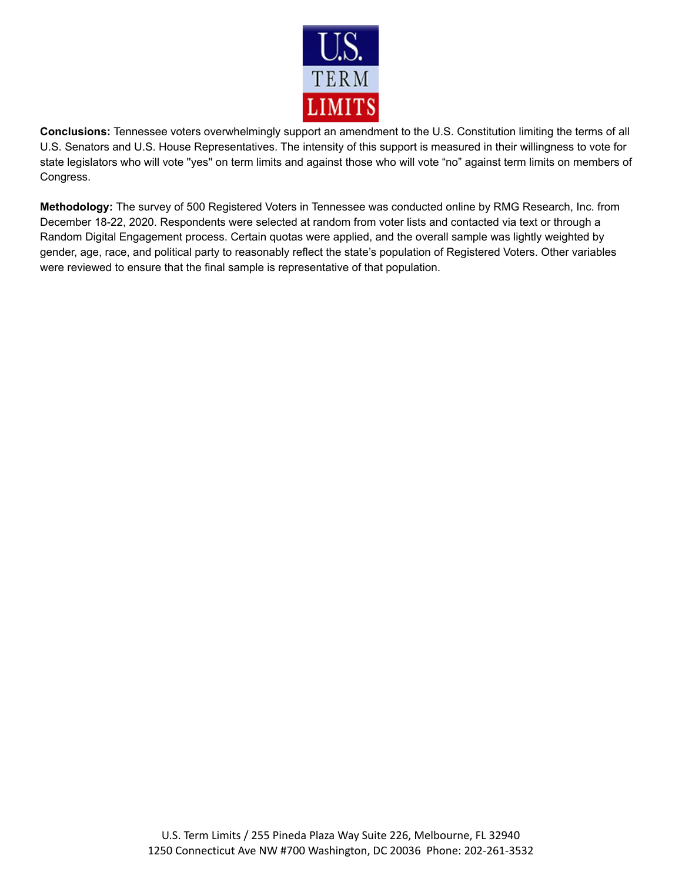**Conclusions:** Tennessee voters overwhelmingly support an amendment to the U.S. Constitution limiting the terms of all U.S. Senators and U.S. House Representatives. The intensity of this support is measured in their willingness to vote for state legislators who will vote "yes" on term limits and against those who will vote "no" against term limits on members of Congress.

**Methodology:** The survey of 500 Registered Voters in Tennessee was conducted online by RMG Research, Inc. from December 18-22, 2020. Respondents were selected at random from voter lists and contacted via text or through a Random Digital Engagement process. Certain quotas were applied, and the overall sample was lightly weighted by gender, age, race, and political party to reasonably reflect the state's population of Registered Voters. Other variables were reviewed to ensure that the final sample is representative of that population.